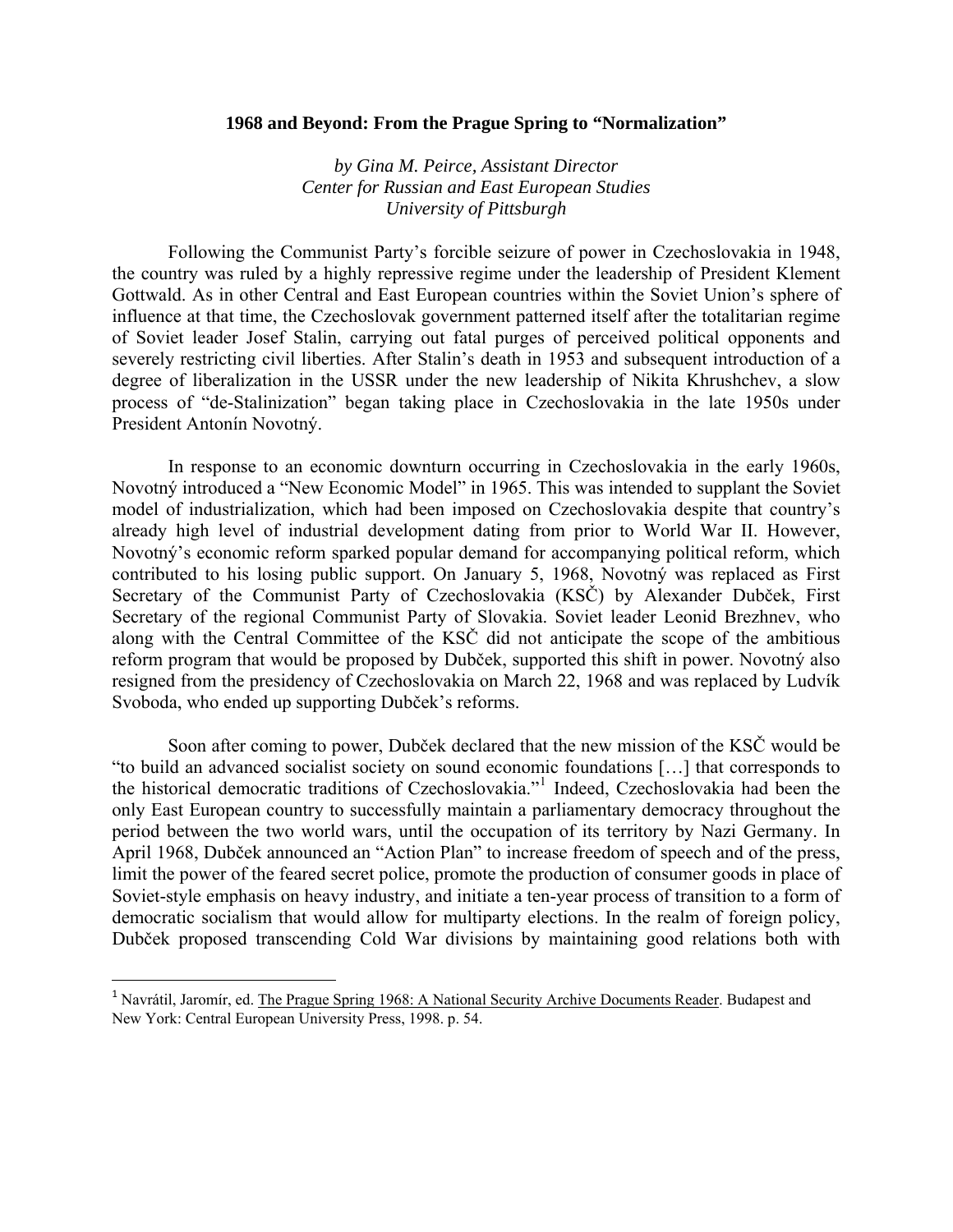# 1968 and Beyond: From the Prague Spring to "Normalization"

*by Gina M. Peirce, Assistant Director*
*Center for Russian and East European Studies*
*University of Pittsburgh*

Following the Communist Party's forcible seizure of power in Czechoslovakia in 1948, the country was ruled by a highly repressive regime under the leadership of President Klement Gottwald. As in other Central and East European countries within the Soviet Union's sphere of influence at that time, the Czechoslovak government patterned itself after the totalitarian regime of Soviet leader Josef Stalin, carrying out fatal purges of perceived political opponents and severely restricting civil liberties. After Stalin's death in 1953 and subsequent introduction of a degree of liberalization in the USSR under the new leadership of Nikita Khrushchev, a slow process of "de-Stalinization" began taking place in Czechoslovakia in the late 1950s under President Antonín Novotný.

In response to an economic downturn occurring in Czechoslovakia in the early 1960s, Novotný introduced a "New Economic Model" in 1965. This was intended to supplant the Soviet model of industrialization, which had been imposed on Czechoslovakia despite that country's already high level of industrial development dating from prior to World War II. However, Novotný's economic reform sparked popular demand for accompanying political reform, which contributed to his losing public support. On January 5, 1968, Novotný was replaced as First Secretary of the Communist Party of Czechoslovakia (KSČ) by Alexander Dubček, First Secretary of the regional Communist Party of Slovakia. Soviet leader Leonid Brezhnev, who along with the Central Committee of the KSČ did not anticipate the scope of the ambitious reform program that would be proposed by Dubček, supported this shift in power. Novotný also resigned from the presidency of Czechoslovakia on March 22, 1968 and was replaced by Ludvík Svoboda, who ended up supporting Dubček's reforms.

Soon after coming to power, Dubček declared that the new mission of the KSČ would be "to build an advanced socialist society on sound economic foundations […] that corresponds to the historical democratic traditions of Czechoslovakia."[1] Indeed, Czechoslovakia had been the only East European country to successfully maintain a parliamentary democracy throughout the period between the two world wars, until the occupation of its territory by Nazi Germany. In April 1968, Dubček announced an "Action Plan" to increase freedom of speech and of the press, limit the power of the feared secret police, promote the production of consumer goods in place of Soviet-style emphasis on heavy industry, and initiate a ten-year process of transition to a form of democratic socialism that would allow for multiparty elections. In the realm of foreign policy, Dubček proposed transcending Cold War divisions by maintaining good relations both with

---

[1] Navrátil, Jaromír, ed. The Prague Spring 1968: A National Security Archive Documents Reader. Budapest and New York: Central European University Press, 1998. p. 54.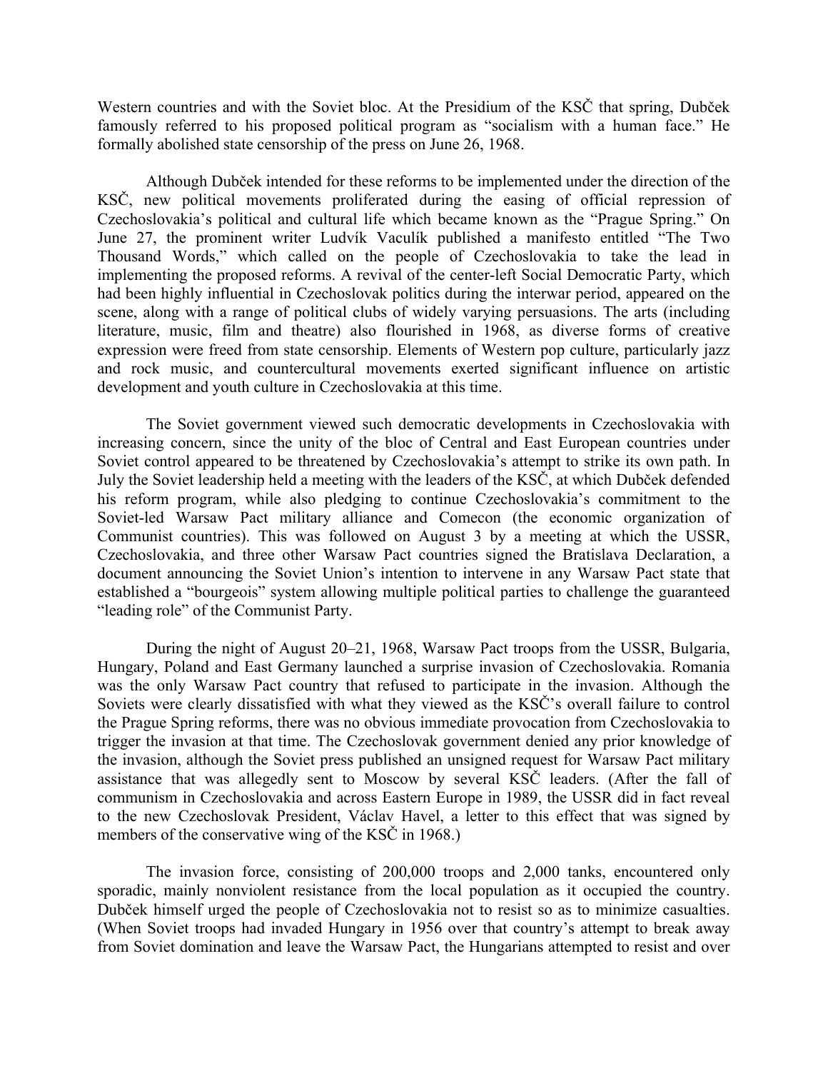Western countries and with the Soviet bloc. At the Presidium of the KSČ that spring, Dubček famously referred to his proposed political program as "socialism with a human face." He formally abolished state censorship of the press on June 26, 1968.

Although Dubček intended for these reforms to be implemented under the direction of the KSČ, new political movements proliferated during the easing of official repression of Czechoslovakia's political and cultural life which became known as the "Prague Spring." On June 27, the prominent writer Ludvík Vaculík published a manifesto entitled "The Two Thousand Words," which called on the people of Czechoslovakia to take the lead in implementing the proposed reforms. A revival of the center-left Social Democratic Party, which had been highly influential in Czechoslovak politics during the interwar period, appeared on the scene, along with a range of political clubs of widely varying persuasions. The arts (including literature, music, film and theatre) also flourished in 1968, as diverse forms of creative expression were freed from state censorship. Elements of Western pop culture, particularly jazz and rock music, and countercultural movements exerted significant influence on artistic development and youth culture in Czechoslovakia at this time.

The Soviet government viewed such democratic developments in Czechoslovakia with increasing concern, since the unity of the bloc of Central and East European countries under Soviet control appeared to be threatened by Czechoslovakia's attempt to strike its own path. In July the Soviet leadership held a meeting with the leaders of the KSČ, at which Dubček defended his reform program, while also pledging to continue Czechoslovakia's commitment to the Soviet-led Warsaw Pact military alliance and Comecon (the economic organization of Communist countries). This was followed on August 3 by a meeting at which the USSR, Czechoslovakia, and three other Warsaw Pact countries signed the Bratislava Declaration, a document announcing the Soviet Union's intention to intervene in any Warsaw Pact state that established a "bourgeois" system allowing multiple political parties to challenge the guaranteed "leading role" of the Communist Party.

During the night of August 20–21, 1968, Warsaw Pact troops from the USSR, Bulgaria, Hungary, Poland and East Germany launched a surprise invasion of Czechoslovakia. Romania was the only Warsaw Pact country that refused to participate in the invasion. Although the Soviets were clearly dissatisfied with what they viewed as the KSČ's overall failure to control the Prague Spring reforms, there was no obvious immediate provocation from Czechoslovakia to trigger the invasion at that time. The Czechoslovak government denied any prior knowledge of the invasion, although the Soviet press published an unsigned request for Warsaw Pact military assistance that was allegedly sent to Moscow by several KSČ leaders. (After the fall of communism in Czechoslovakia and across Eastern Europe in 1989, the USSR did in fact reveal to the new Czechoslovak President, Václav Havel, a letter to this effect that was signed by members of the conservative wing of the KSČ in 1968.)

The invasion force, consisting of 200,000 troops and 2,000 tanks, encountered only sporadic, mainly nonviolent resistance from the local population as it occupied the country. Dubček himself urged the people of Czechoslovakia not to resist so as to minimize casualties. (When Soviet troops had invaded Hungary in 1956 over that country's attempt to break away from Soviet domination and leave the Warsaw Pact, the Hungarians attempted to resist and over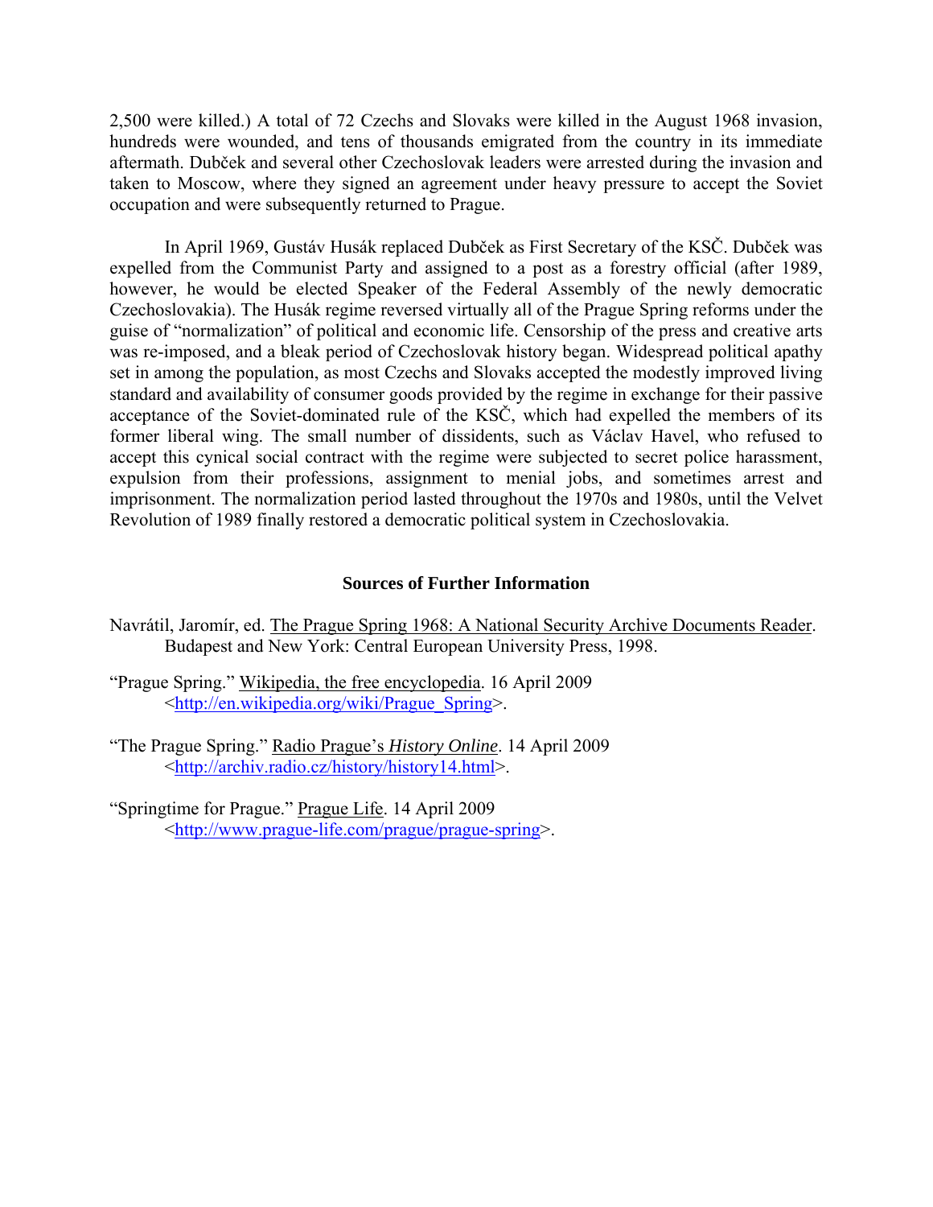2,500 were killed.) A total of 72 Czechs and Slovaks were killed in the August 1968 invasion, hundreds were wounded, and tens of thousands emigrated from the country in its immediate aftermath. Dubček and several other Czechoslovak leaders were arrested during the invasion and taken to Moscow, where they signed an agreement under heavy pressure to accept the Soviet occupation and were subsequently returned to Prague.

In April 1969, Gustáv Husák replaced Dubček as First Secretary of the KSČ. Dubček was expelled from the Communist Party and assigned to a post as a forestry official (after 1989, however, he would be elected Speaker of the Federal Assembly of the newly democratic Czechoslovakia). The Husák regime reversed virtually all of the Prague Spring reforms under the guise of "normalization" of political and economic life. Censorship of the press and creative arts was re-imposed, and a bleak period of Czechoslovak history began. Widespread political apathy set in among the population, as most Czechs and Slovaks accepted the modestly improved living standard and availability of consumer goods provided by the regime in exchange for their passive acceptance of the Soviet-dominated rule of the KSČ, which had expelled the members of its former liberal wing. The small number of dissidents, such as Václav Havel, who refused to accept this cynical social contract with the regime were subjected to secret police harassment, expulsion from their professions, assignment to menial jobs, and sometimes arrest and imprisonment. The normalization period lasted throughout the 1970s and 1980s, until the Velvet Revolution of 1989 finally restored a democratic political system in Czechoslovakia.

## Sources of Further Information

Navrátil, Jaromír, ed. The Prague Spring 1968: A National Security Archive Documents Reader. Budapest and New York: Central European University Press, 1998.

"Prague Spring." Wikipedia, the free encyclopedia. 16 April 2009 <http://en.wikipedia.org/wiki/Prague_Spring>.

"The Prague Spring." Radio Prague's *History Online*. 14 April 2009 <http://archiv.radio.cz/history/history14.html>.

"Springtime for Prague." Prague Life. 14 April 2009 <http://www.prague-life.com/prague/prague-spring>.